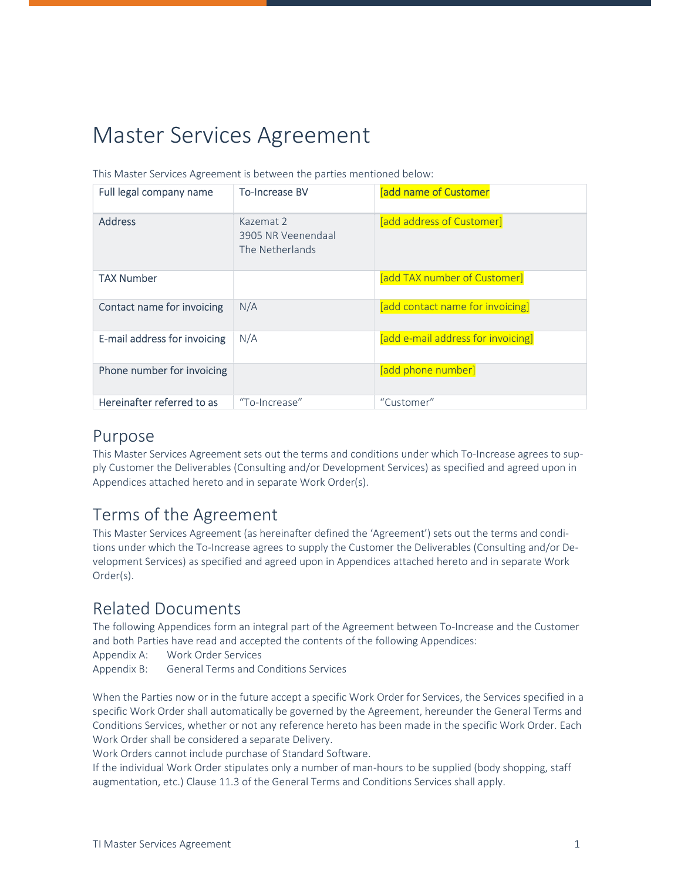# Master Services Agreement

This Master Services Agreement is between the parties mentioned below:

| Full legal company name | To-Increase BV | [add name of Customer |
|---|---|---|
| Address | Kazemat 2<br>3905 NR Veenendaal<br>The Netherlands | [add address of Customer] |
| TAX Number | | [add TAX number of Customer] |
| Contact name for invoicing | N/A | [add contact name for invoicing] |
| E-mail address for invoicing | N/A | [add e-mail address for invoicing] |
| Phone number for invoicing | | [add phone number] |
| Hereinafter referred to as | "To-Increase" | "Customer" |

## Purpose

This Master Services Agreement sets out the terms and conditions under which To-Increase agrees to supply Customer the Deliverables (Consulting and/or Development Services) as specified and agreed upon in Appendices attached hereto and in separate Work Order(s).

## Terms of the Agreement

This Master Services Agreement (as hereinafter defined the 'Agreement') sets out the terms and conditions under which the To-Increase agrees to supply the Customer the Deliverables (Consulting and/or Development Services) as specified and agreed upon in Appendices attached hereto and in separate Work Order(s).

## Related Documents

The following Appendices form an integral part of the Agreement between To-Increase and the Customer and both Parties have read and accepted the contents of the following Appendices:

Appendix A: Work Order Services
Appendix B: General Terms and Conditions Services

When the Parties now or in the future accept a specific Work Order for Services, the Services specified in a specific Work Order shall automatically be governed by the Agreement, hereunder the General Terms and Conditions Services, whether or not any reference hereto has been made in the specific Work Order. Each Work Order shall be considered a separate Delivery.
Work Orders cannot include purchase of Standard Software.
If the individual Work Order stipulates only a number of man-hours to be supplied (body shopping, staff augmentation, etc.) Clause 11.3 of the General Terms and Conditions Services shall apply.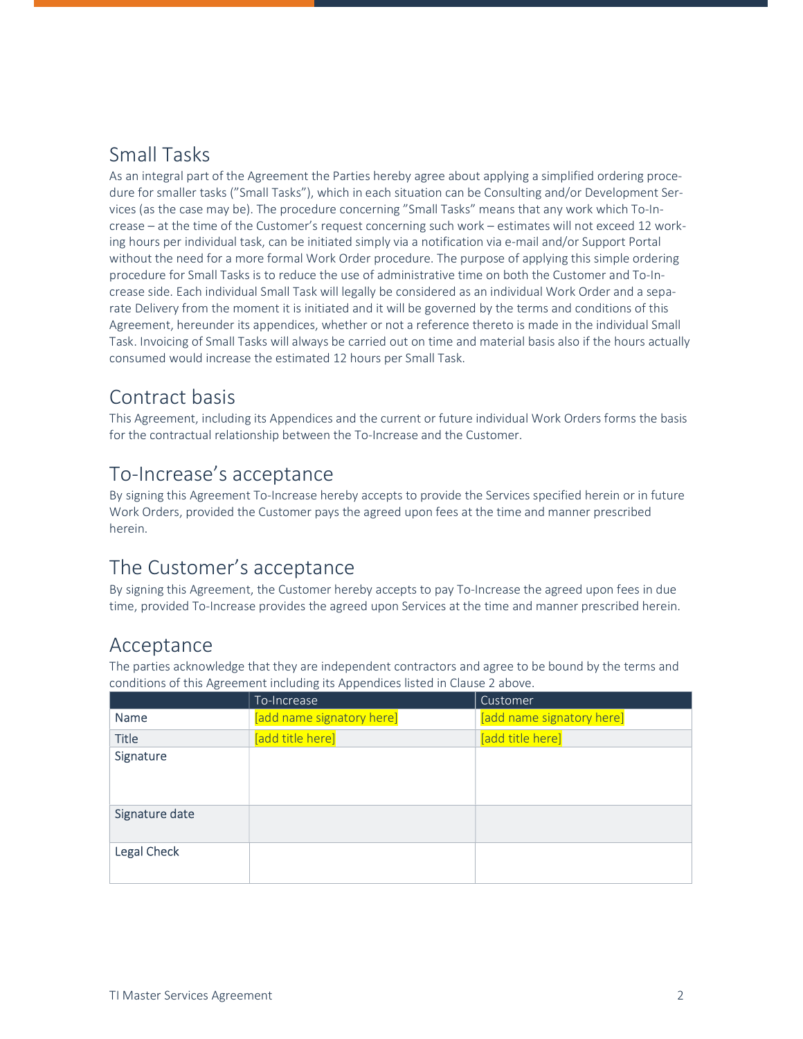## Small Tasks

As an integral part of the Agreement the Parties hereby agree about applying a simplified ordering procedure for smaller tasks (”Small Tasks”), which in each situation can be Consulting and/or Development Services (as the case may be). The procedure concerning ”Small Tasks” means that any work which To-Increase – at the time of the Customer’s request concerning such work – estimates will not exceed 12 working hours per individual task, can be initiated simply via a notification via e-mail and/or Support Portal without the need for a more formal Work Order procedure. The purpose of applying this simple ordering procedure for Small Tasks is to reduce the use of administrative time on both the Customer and To-Increase side. Each individual Small Task will legally be considered as an individual Work Order and a separate Delivery from the moment it is initiated and it will be governed by the terms and conditions of this Agreement, hereunder its appendices, whether or not a reference thereto is made in the individual Small Task. Invoicing of Small Tasks will always be carried out on time and material basis also if the hours actually consumed would increase the estimated 12 hours per Small Task.

## Contract basis

This Agreement, including its Appendices and the current or future individual Work Orders forms the basis for the contractual relationship between the To-Increase and the Customer.

## To-Increase’s acceptance

By signing this Agreement To-Increase hereby accepts to provide the Services specified herein or in future Work Orders, provided the Customer pays the agreed upon fees at the time and manner prescribed herein.

## The Customer’s acceptance

By signing this Agreement, the Customer hereby accepts to pay To-Increase the agreed upon fees in due time, provided To-Increase provides the agreed upon Services at the time and manner prescribed herein.

## Acceptance

The parties acknowledge that they are independent contractors and agree to be bound by the terms and conditions of this Agreement including its Appendices listed in Clause 2 above.

| | To-Increase | Customer |
|---|---|---|
| Name | [add name signatory here] | [add name signatory here] |
| Title | [add title here] | [add title here] |
| Signature | | |
| Signature date | | |
| Legal Check | | |